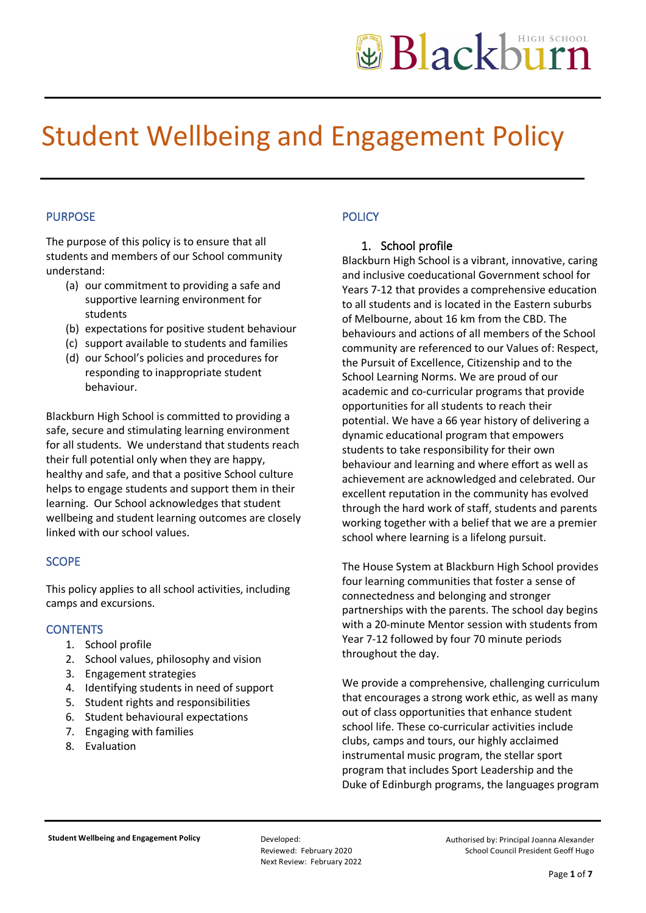# Student Wellbeing and Engagement Policy

## PURPOSE

The purpose of this policy is to ensure that all students and members of our School community understand:

(a) our commitment to providing a safe and supportive learning environment for students
(b) expectations for positive student behaviour
(c) support available to students and families
(d) our School's policies and procedures for responding to inappropriate student behaviour.

Blackburn High School is committed to providing a safe, secure and stimulating learning environment for all students. We understand that students reach their full potential only when they are happy, healthy and safe, and that a positive School culture helps to engage students and support them in their learning. Our School acknowledges that student wellbeing and student learning outcomes are closely linked with our school values.

## SCOPE

This policy applies to all school activities, including camps and excursions.

## CONTENTS

1. School profile
2. School values, philosophy and vision
3. Engagement strategies
4. Identifying students in need of support
5. Student rights and responsibilities
6. Student behavioural expectations
7. Engaging with families
8. Evaluation

## POLICY

### 1. School profile

Blackburn High School is a vibrant, innovative, caring and inclusive coeducational Government school for Years 7-12 that provides a comprehensive education to all students and is located in the Eastern suburbs of Melbourne, about 16 km from the CBD. The behaviours and actions of all members of the School community are referenced to our Values of: Respect, the Pursuit of Excellence, Citizenship and to the School Learning Norms. We are proud of our academic and co-curricular programs that provide opportunities for all students to reach their potential. We have a 66 year history of delivering a dynamic educational program that empowers students to take responsibility for their own behaviour and learning and where effort as well as achievement are acknowledged and celebrated. Our excellent reputation in the community has evolved through the hard work of staff, students and parents working together with a belief that we are a premier school where learning is a lifelong pursuit.

The House System at Blackburn High School provides four learning communities that foster a sense of connectedness and belonging and stronger partnerships with the parents. The school day begins with a 20-minute Mentor session with students from Year 7-12 followed by four 70 minute periods throughout the day.

We provide a comprehensive, challenging curriculum that encourages a strong work ethic, as well as many out of class opportunities that enhance student school life. These co-curricular activities include clubs, camps and tours, our highly acclaimed instrumental music program, the stellar sport program that includes Sport Leadership and the Duke of Edinburgh programs, the languages program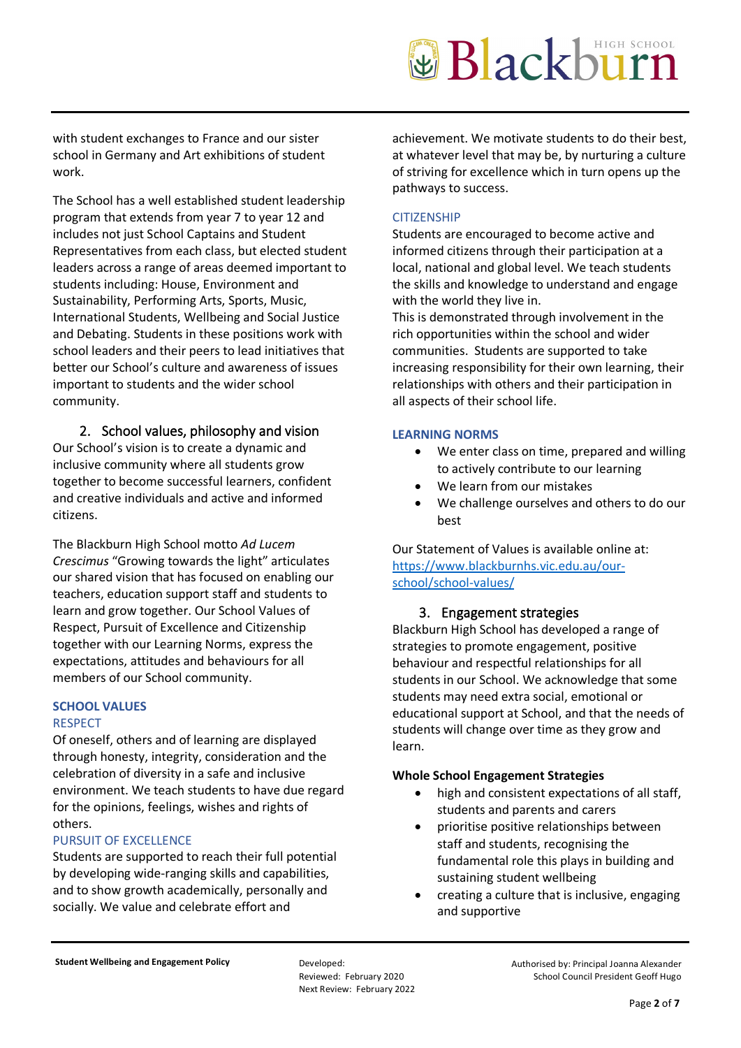with student exchanges to France and our sister school in Germany and Art exhibitions of student work.

The School has a well established student leadership program that extends from year 7 to year 12 and includes not just School Captains and Student Representatives from each class, but elected student leaders across a range of areas deemed important to students including: House, Environment and Sustainability, Performing Arts, Sports, Music, International Students, Wellbeing and Social Justice and Debating. Students in these positions work with school leaders and their peers to lead initiatives that better our School's culture and awareness of issues important to students and the wider school community.

## 2. School values, philosophy and vision

Our School's vision is to create a dynamic and inclusive community where all students grow together to become successful learners, confident and creative individuals and active and informed citizens.

The Blackburn High School motto *Ad Lucem Crescimus* "Growing towards the light" articulates our shared vision that has focused on enabling our teachers, education support staff and students to learn and grow together. Our School Values of Respect, Pursuit of Excellence and Citizenship together with our Learning Norms, express the expectations, attitudes and behaviours for all members of our School community.

### SCHOOL VALUES

#### RESPECT

Of oneself, others and of learning are displayed through honesty, integrity, consideration and the celebration of diversity in a safe and inclusive environment. We teach students to have due regard for the opinions, feelings, wishes and rights of others.

#### PURSUIT OF EXCELLENCE

Students are supported to reach their full potential by developing wide-ranging skills and capabilities, and to show growth academically, personally and socially. We value and celebrate effort and achievement. We motivate students to do their best, at whatever level that may be, by nurturing a culture of striving for excellence which in turn opens up the pathways to success.

#### CITIZENSHIP

Students are encouraged to become active and informed citizens through their participation at a local, national and global level. We teach students the skills and knowledge to understand and engage with the world they live in.
This is demonstrated through involvement in the rich opportunities within the school and wider communities. Students are supported to take increasing responsibility for their own learning, their relationships with others and their participation in all aspects of their school life.

### LEARNING NORMS

- We enter class on time, prepared and willing to actively contribute to our learning
- We learn from our mistakes
- We challenge ourselves and others to do our best

Our Statement of Values is available online at: https://www.blackburnhs.vic.edu.au/our-school/school-values/

## 3. Engagement strategies

Blackburn High School has developed a range of strategies to promote engagement, positive behaviour and respectful relationships for all students in our School. We acknowledge that some students may need extra social, emotional or educational support at School, and that the needs of students will change over time as they grow and learn.

**Whole School Engagement Strategies**

- high and consistent expectations of all staff, students and parents and carers
- prioritise positive relationships between staff and students, recognising the fundamental role this plays in building and sustaining student wellbeing
- creating a culture that is inclusive, engaging and supportive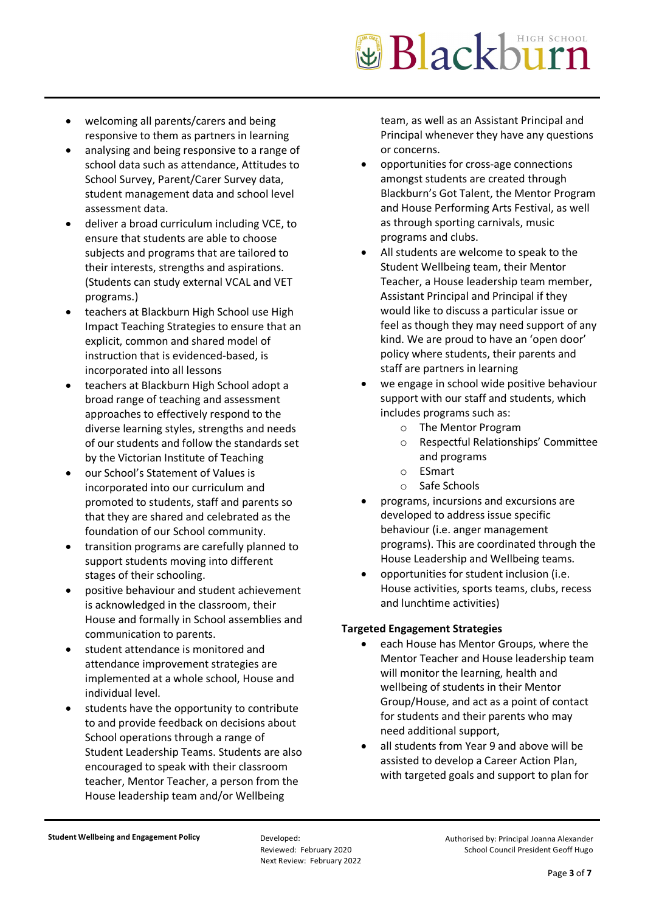- welcoming all parents/carers and being responsive to them as partners in learning
- analysing and being responsive to a range of school data such as attendance, Attitudes to School Survey, Parent/Carer Survey data, student management data and school level assessment data.
- deliver a broad curriculum including VCE, to ensure that students are able to choose subjects and programs that are tailored to their interests, strengths and aspirations. (Students can study external VCAL and VET programs.)
- teachers at Blackburn High School use High Impact Teaching Strategies to ensure that an explicit, common and shared model of instruction that is evidenced-based, is incorporated into all lessons
- teachers at Blackburn High School adopt a broad range of teaching and assessment approaches to effectively respond to the diverse learning styles, strengths and needs of our students and follow the standards set by the Victorian Institute of Teaching
- our School's Statement of Values is incorporated into our curriculum and promoted to students, staff and parents so that they are shared and celebrated as the foundation of our School community.
- transition programs are carefully planned to support students moving into different stages of their schooling.
- positive behaviour and student achievement is acknowledged in the classroom, their House and formally in School assemblies and communication to parents.
- student attendance is monitored and attendance improvement strategies are implemented at a whole school, House and individual level.
- students have the opportunity to contribute to and provide feedback on decisions about School operations through a range of Student Leadership Teams. Students are also encouraged to speak with their classroom teacher, Mentor Teacher, a person from the House leadership team and/or Wellbeing team, as well as an Assistant Principal and Principal whenever they have any questions or concerns.
- opportunities for cross-age connections amongst students are created through Blackburn's Got Talent, the Mentor Program and House Performing Arts Festival, as well as through sporting carnivals, music programs and clubs.
- All students are welcome to speak to the Student Wellbeing team, their Mentor Teacher, a House leadership team member, Assistant Principal and Principal if they would like to discuss a particular issue or feel as though they may need support of any kind. We are proud to have an 'open door' policy where students, their parents and staff are partners in learning
- we engage in school wide positive behaviour support with our staff and students, which includes programs such as:
  - The Mentor Program
  - Respectful Relationships' Committee and programs
  - ESmart
  - Safe Schools
- programs, incursions and excursions are developed to address issue specific behaviour (i.e. anger management programs). This are coordinated through the House Leadership and Wellbeing teams.
- opportunities for student inclusion (i.e. House activities, sports teams, clubs, recess and lunchtime activities)

**Targeted Engagement Strategies**

- each House has Mentor Groups, where the Mentor Teacher and House leadership team will monitor the learning, health and wellbeing of students in their Mentor Group/House, and act as a point of contact for students and their parents who may need additional support,
- all students from Year 9 and above will be assisted to develop a Career Action Plan, with targeted goals and support to plan for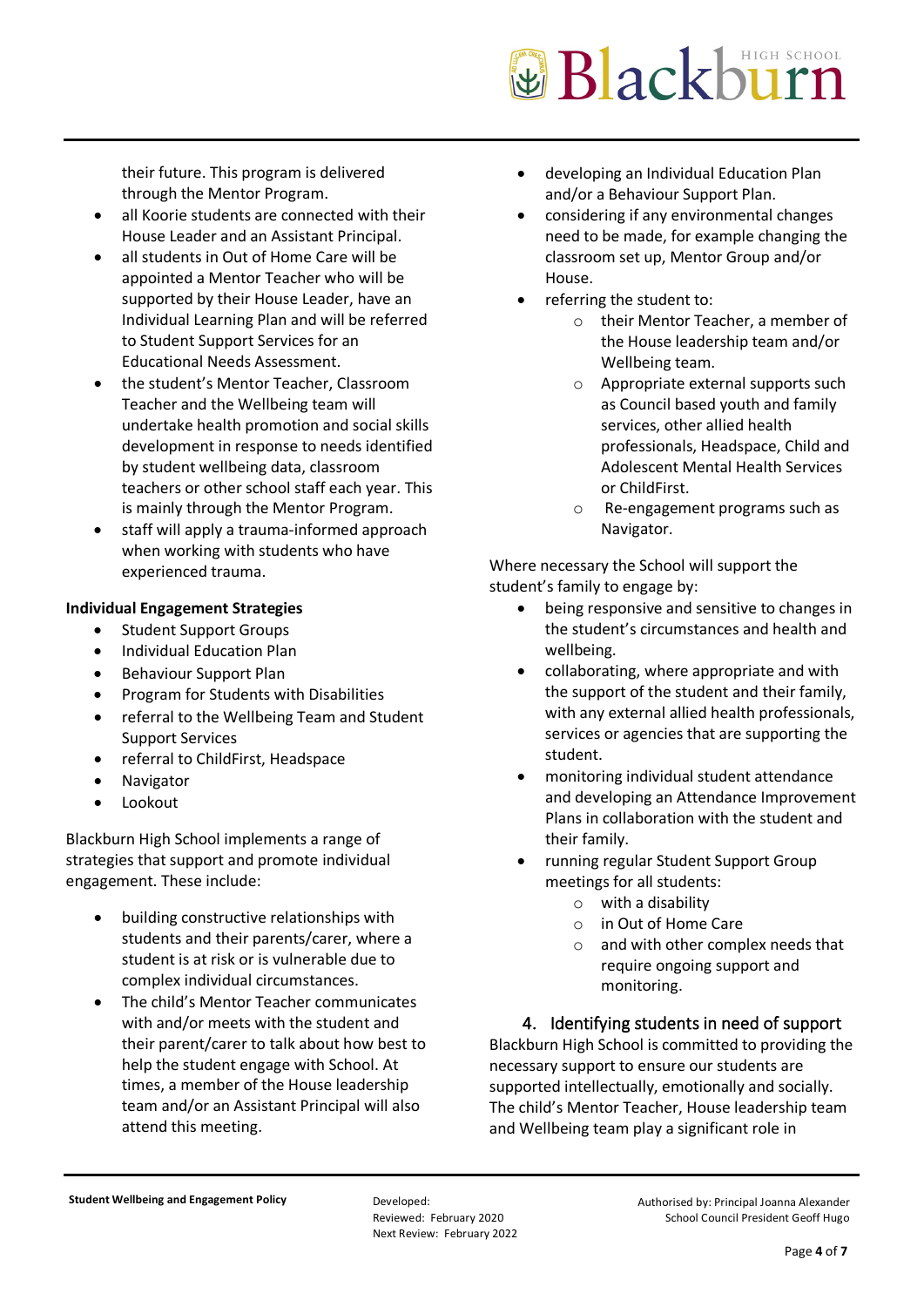their future. This program is delivered through the Mentor Program.

- all Koorie students are connected with their House Leader and an Assistant Principal.
- all students in Out of Home Care will be appointed a Mentor Teacher who will be supported by their House Leader, have an Individual Learning Plan and will be referred to Student Support Services for an Educational Needs Assessment.
- the student's Mentor Teacher, Classroom Teacher and the Wellbeing team will undertake health promotion and social skills development in response to needs identified by student wellbeing data, classroom teachers or other school staff each year. This is mainly through the Mentor Program.
- staff will apply a trauma-informed approach when working with students who have experienced trauma.

**Individual Engagement Strategies**

- Student Support Groups
- Individual Education Plan
- Behaviour Support Plan
- Program for Students with Disabilities
- referral to the Wellbeing Team and Student Support Services
- referral to ChildFirst, Headspace
- Navigator
- Lookout

Blackburn High School implements a range of strategies that support and promote individual engagement. These include:

- building constructive relationships with students and their parents/carer, where a student is at risk or is vulnerable due to complex individual circumstances.
- The child's Mentor Teacher communicates with and/or meets with the student and their parent/carer to talk about how best to help the student engage with School. At times, a member of the House leadership team and/or an Assistant Principal will also attend this meeting.
- developing an Individual Education Plan and/or a Behaviour Support Plan.
- considering if any environmental changes need to be made, for example changing the classroom set up, Mentor Group and/or House.
- referring the student to:
  - their Mentor Teacher, a member of the House leadership team and/or Wellbeing team.
  - Appropriate external supports such as Council based youth and family services, other allied health professionals, Headspace, Child and Adolescent Mental Health Services or ChildFirst.
  - Re-engagement programs such as Navigator.

Where necessary the School will support the student's family to engage by:

- being responsive and sensitive to changes in the student's circumstances and health and wellbeing.
- collaborating, where appropriate and with the support of the student and their family, with any external allied health professionals, services or agencies that are supporting the student.
- monitoring individual student attendance and developing an Attendance Improvement Plans in collaboration with the student and their family.
- running regular Student Support Group meetings for all students:
  - with a disability
  - in Out of Home Care
  - and with other complex needs that require ongoing support and monitoring.

## 4. Identifying students in need of support

Blackburn High School is committed to providing the necessary support to ensure our students are supported intellectually, emotionally and socially. The child's Mentor Teacher, House leadership team and Wellbeing team play a significant role in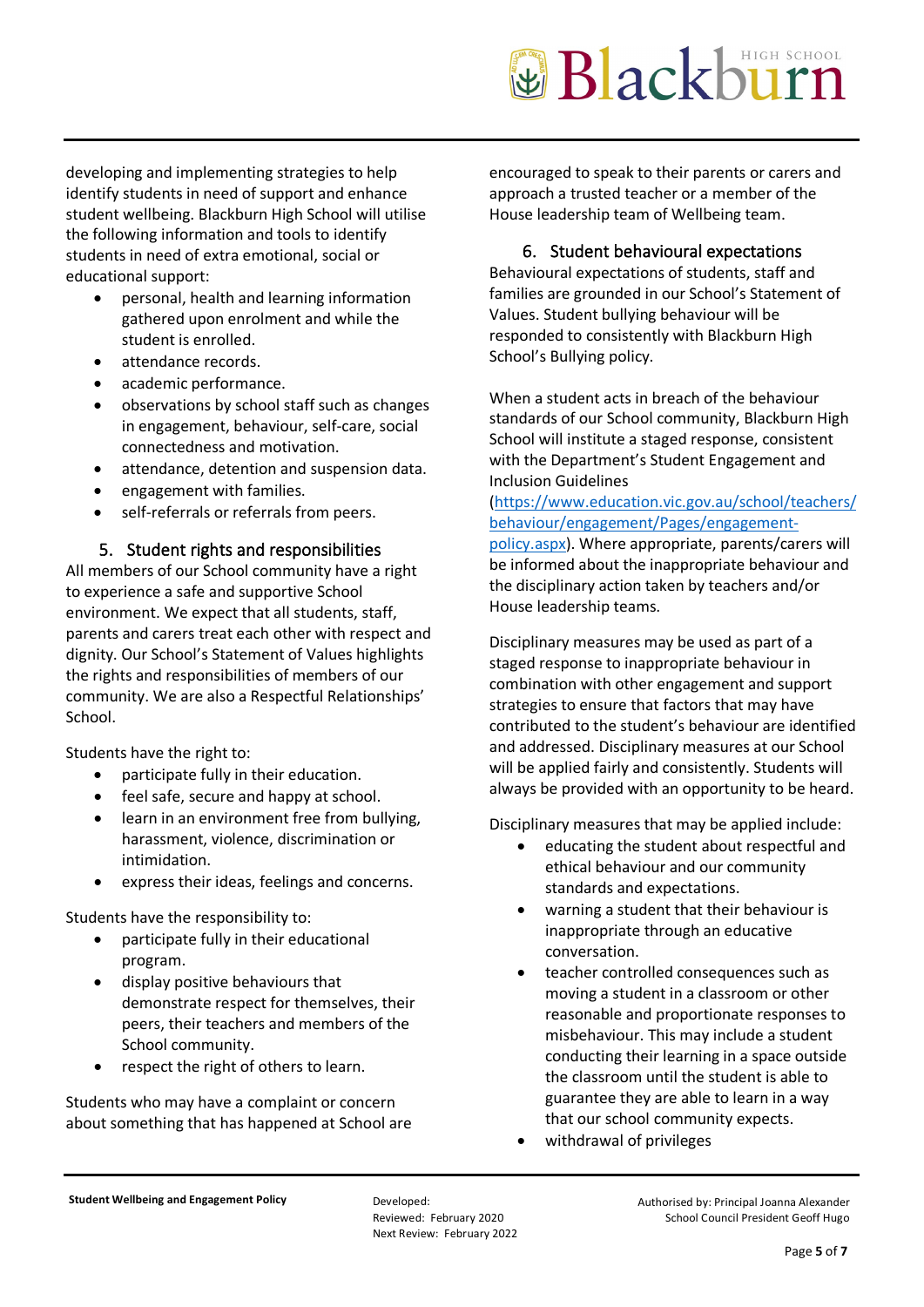developing and implementing strategies to help identify students in need of support and enhance student wellbeing. Blackburn High School will utilise the following information and tools to identify students in need of extra emotional, social or educational support:

- personal, health and learning information gathered upon enrolment and while the student is enrolled.
- attendance records.
- academic performance.
- observations by school staff such as changes in engagement, behaviour, self-care, social connectedness and motivation.
- attendance, detention and suspension data.
- engagement with families.
- self-referrals or referrals from peers.

## 5. Student rights and responsibilities

All members of our School community have a right to experience a safe and supportive School environment. We expect that all students, staff, parents and carers treat each other with respect and dignity. Our School's Statement of Values highlights the rights and responsibilities of members of our community. We are also a Respectful Relationships' School.

Students have the right to:

- participate fully in their education.
- feel safe, secure and happy at school.
- learn in an environment free from bullying, harassment, violence, discrimination or intimidation.
- express their ideas, feelings and concerns.

Students have the responsibility to:

- participate fully in their educational program.
- display positive behaviours that demonstrate respect for themselves, their peers, their teachers and members of the School community.
- respect the right of others to learn.

Students who may have a complaint or concern about something that has happened at School are encouraged to speak to their parents or carers and approach a trusted teacher or a member of the House leadership team of Wellbeing team.

## 6. Student behavioural expectations

Behavioural expectations of students, staff and families are grounded in our School's Statement of Values. Student bullying behaviour will be responded to consistently with Blackburn High School's Bullying policy.

When a student acts in breach of the behaviour standards of our School community, Blackburn High School will institute a staged response, consistent with the Department's Student Engagement and Inclusion Guidelines (https://www.education.vic.gov.au/school/teachers/behaviour/engagement/Pages/engagement-policy.aspx). Where appropriate, parents/carers will be informed about the inappropriate behaviour and the disciplinary action taken by teachers and/or House leadership teams.

Disciplinary measures may be used as part of a staged response to inappropriate behaviour in combination with other engagement and support strategies to ensure that factors that may have contributed to the student's behaviour are identified and addressed. Disciplinary measures at our School will be applied fairly and consistently. Students will always be provided with an opportunity to be heard.

Disciplinary measures that may be applied include:

- educating the student about respectful and ethical behaviour and our community standards and expectations.
- warning a student that their behaviour is inappropriate through an educative conversation.
- teacher controlled consequences such as moving a student in a classroom or other reasonable and proportionate responses to misbehaviour. This may include a student conducting their learning in a space outside the classroom until the student is able to guarantee they are able to learn in a way that our school community expects.
- withdrawal of privileges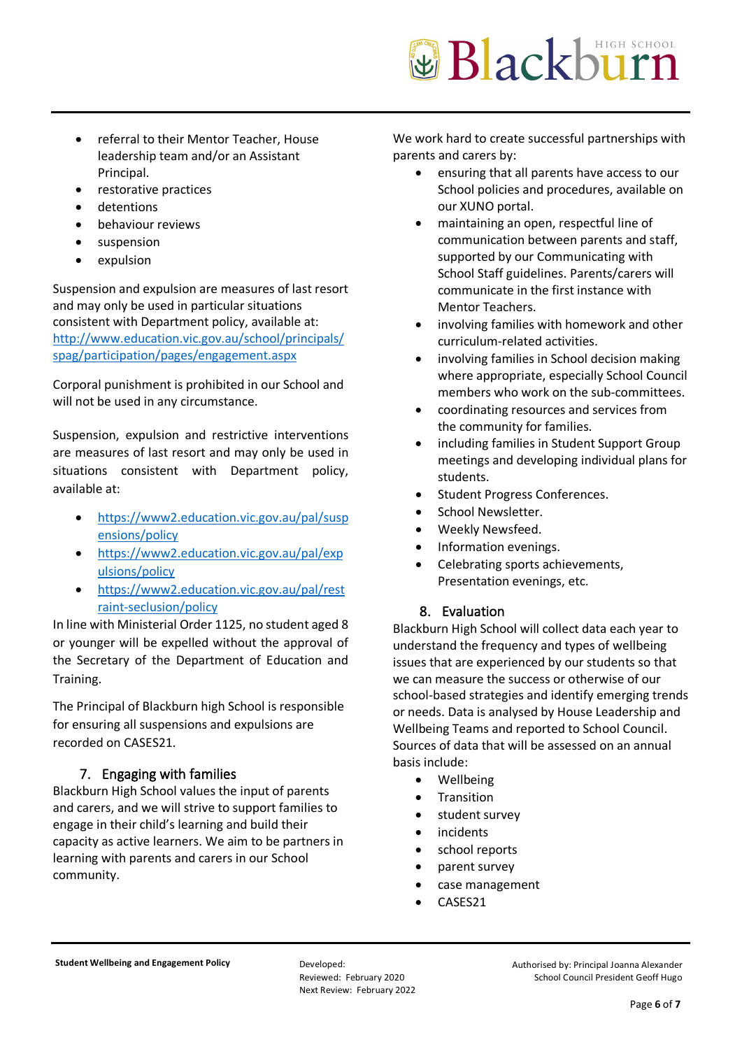- referral to their Mentor Teacher, House leadership team and/or an Assistant Principal.
- restorative practices
- detentions
- behaviour reviews
- suspension
- expulsion

Suspension and expulsion are measures of last resort and may only be used in particular situations consistent with Department policy, available at: http://www.education.vic.gov.au/school/principals/spag/participation/pages/engagement.aspx

Corporal punishment is prohibited in our School and will not be used in any circumstance.

Suspension, expulsion and restrictive interventions are measures of last resort and may only be used in situations consistent with Department policy, available at:

- https://www2.education.vic.gov.au/pal/suspensions/policy
- https://www2.education.vic.gov.au/pal/expulsions/policy
- https://www2.education.vic.gov.au/pal/restraint-seclusion/policy

In line with Ministerial Order 1125, no student aged 8 or younger will be expelled without the approval of the Secretary of the Department of Education and Training.

The Principal of Blackburn high School is responsible for ensuring all suspensions and expulsions are recorded on CASES21.

## 7. Engaging with families

Blackburn High School values the input of parents and carers, and we will strive to support families to engage in their child's learning and build their capacity as active learners. We aim to be partners in learning with parents and carers in our School community.

We work hard to create successful partnerships with parents and carers by:

- ensuring that all parents have access to our School policies and procedures, available on our XUNO portal.
- maintaining an open, respectful line of communication between parents and staff, supported by our Communicating with School Staff guidelines. Parents/carers will communicate in the first instance with Mentor Teachers.
- involving families with homework and other curriculum-related activities.
- involving families in School decision making where appropriate, especially School Council members who work on the sub-committees.
- coordinating resources and services from the community for families.
- including families in Student Support Group meetings and developing individual plans for students.
- Student Progress Conferences.
- School Newsletter.
- Weekly Newsfeed.
- Information evenings.
- Celebrating sports achievements, Presentation evenings, etc.

## 8. Evaluation

Blackburn High School will collect data each year to understand the frequency and types of wellbeing issues that are experienced by our students so that we can measure the success or otherwise of our school-based strategies and identify emerging trends or needs. Data is analysed by House Leadership and Wellbeing Teams and reported to School Council. Sources of data that will be assessed on an annual basis include:

- Wellbeing
- Transition
- student survey
- incidents
- school reports
- parent survey
- case management
- CASES21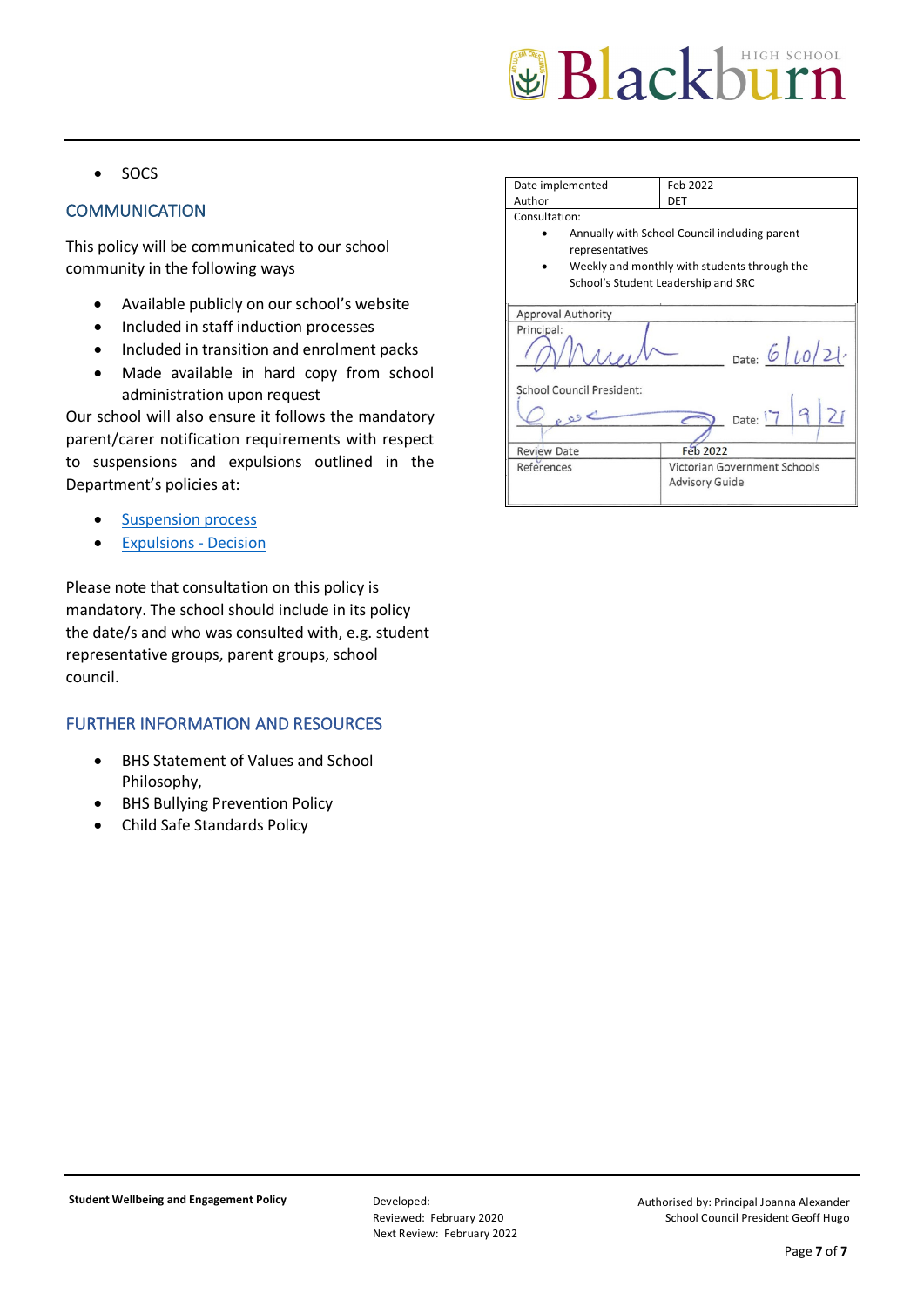- SOCS

## COMMUNICATION

This policy will be communicated to our school community in the following ways

- Available publicly on our school's website
- Included in staff induction processes
- Included in transition and enrolment packs
- Made available in hard copy from school administration upon request

Our school will also ensure it follows the mandatory parent/carer notification requirements with respect to suspensions and expulsions outlined in the Department's policies at:

- Suspension process
- Expulsions - Decision

Please note that consultation on this policy is mandatory. The school should include in its policy the date/s and who was consulted with, e.g. student representative groups, parent groups, school council.

## FURTHER INFORMATION AND RESOURCES

- BHS Statement of Values and School Philosophy,
- BHS Bullying Prevention Policy
- Child Safe Standards Policy

| | |
|---|---|
| Date implemented | Feb 2022 |
| Author | DET |
| Consultation:<br>• Annually with School Council including parent representatives<br>• Weekly and monthly with students through the School's Student Leadership and SRC | |
| Approval Authority | |
| Principal: Date: 6/10/21<br>School Council President: Date: 17/9/21 | |
| Review Date | Feb 2022 |
| References | Victorian Government Schools Advisory Guide |

Student Wellbeing and Engagement Policy

Developed:
Reviewed: February 2020
Next Review: February 2022

Authorised by: Principal Joanna Alexander
School Council President Geoff Hugo